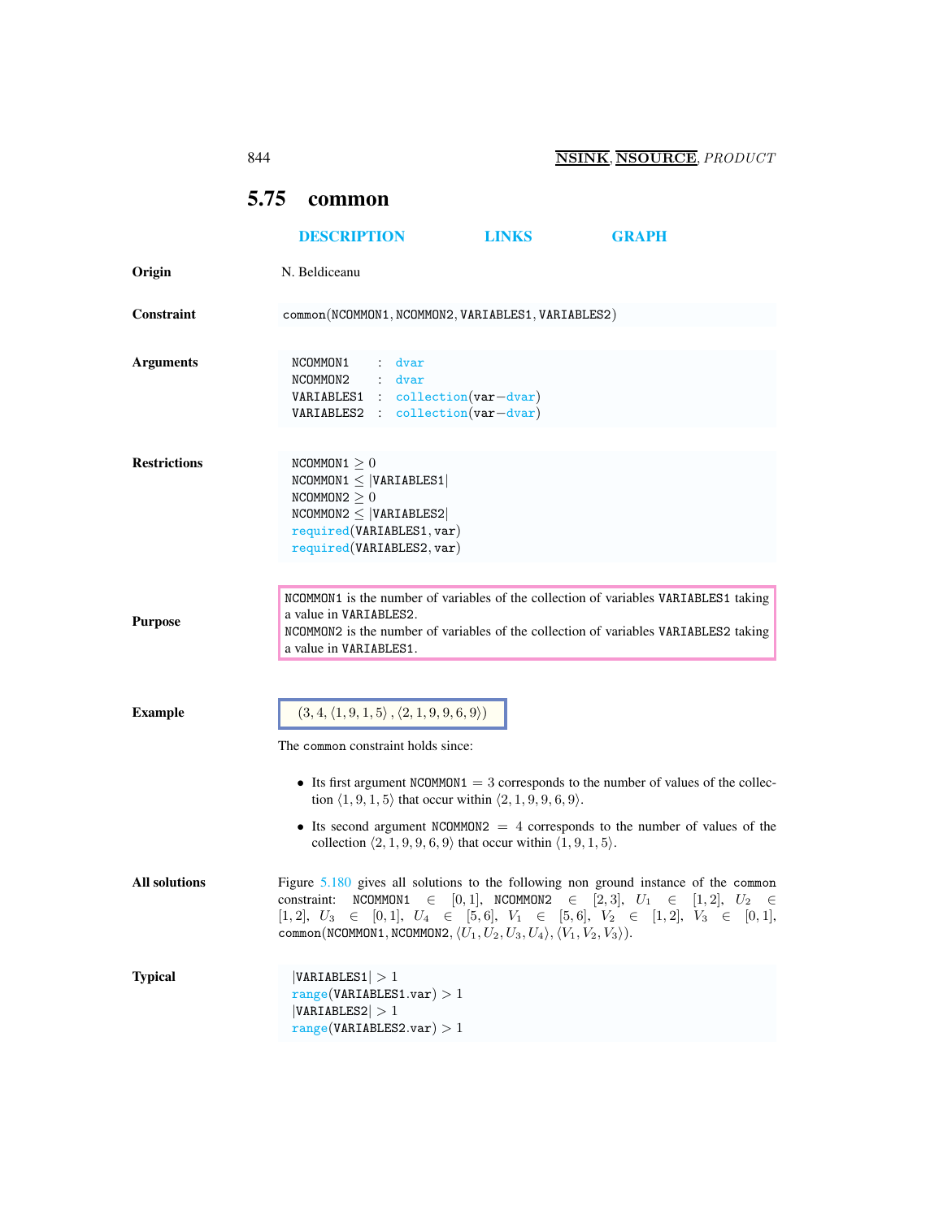## 5.75 common

DESCRIPTION LINKS GRAPH

**Origin** N. Beldiceanu

**Constraint** common(NCOMMON1, NCOMMON2, VARIABLES1, VARIABLES2)

**Arguments**

```
NCOMMON1   : dvar
NCOMMON2   : dvar
VARIABLES1 : collection(var-dvar)
VARIABLES2 : collection(var-dvar)
```

**Restrictions**

NCOMMON1 $\geq 0$
NCOMMON1 $\leq$ |VARIABLES1|
NCOMMON2 $\geq 0$
NCOMMON2 $\leq$ |VARIABLES2|
required(VARIABLES1, var)
required(VARIABLES2, var)

**Purpose**

NCOMMON1 is the number of variables of the collection of variables VARIABLES1 taking a value in VARIABLES2.
NCOMMON2 is the number of variables of the collection of variables VARIABLES2 taking a value in VARIABLES1.

**Example**

$(3, 4, \langle 1, 9, 1, 5\rangle, \langle 2, 1, 9, 9, 6, 9\rangle)$

The common constraint holds since:

- Its first argument NCOMMON1 $= 3$ corresponds to the number of values of the collection $\langle 1, 9, 1, 5\rangle$ that occur within $\langle 2, 1, 9, 9, 6, 9\rangle$.
- Its second argument NCOMMON2 $= 4$ corresponds to the number of values of the collection $\langle 2, 1, 9, 9, 6, 9\rangle$ that occur within $\langle 1, 9, 1, 5\rangle$.

**All solutions**

Figure 5.180 gives all solutions to the following non ground instance of the common constraint: NCOMMON1 $\in [0, 1]$, NCOMMON2 $\in [2, 3]$, $U_1 \in [1, 2]$, $U_2 \in [1, 2]$, $U_3 \in [0, 1]$, $U_4 \in [5, 6]$, $V_1 \in [5, 6]$, $V_2 \in [1, 2]$, $V_3 \in [0, 1]$, common(NCOMMON1, NCOMMON2, $\langle U_1, U_2, U_3, U_4\rangle$, $\langle V_1, V_2, V_3\rangle$).

**Typical**

|VARIABLES1| $> 1$
range(VARIABLES1.var) $> 1$
|VARIABLES2| $> 1$
range(VARIABLES2.var) $> 1$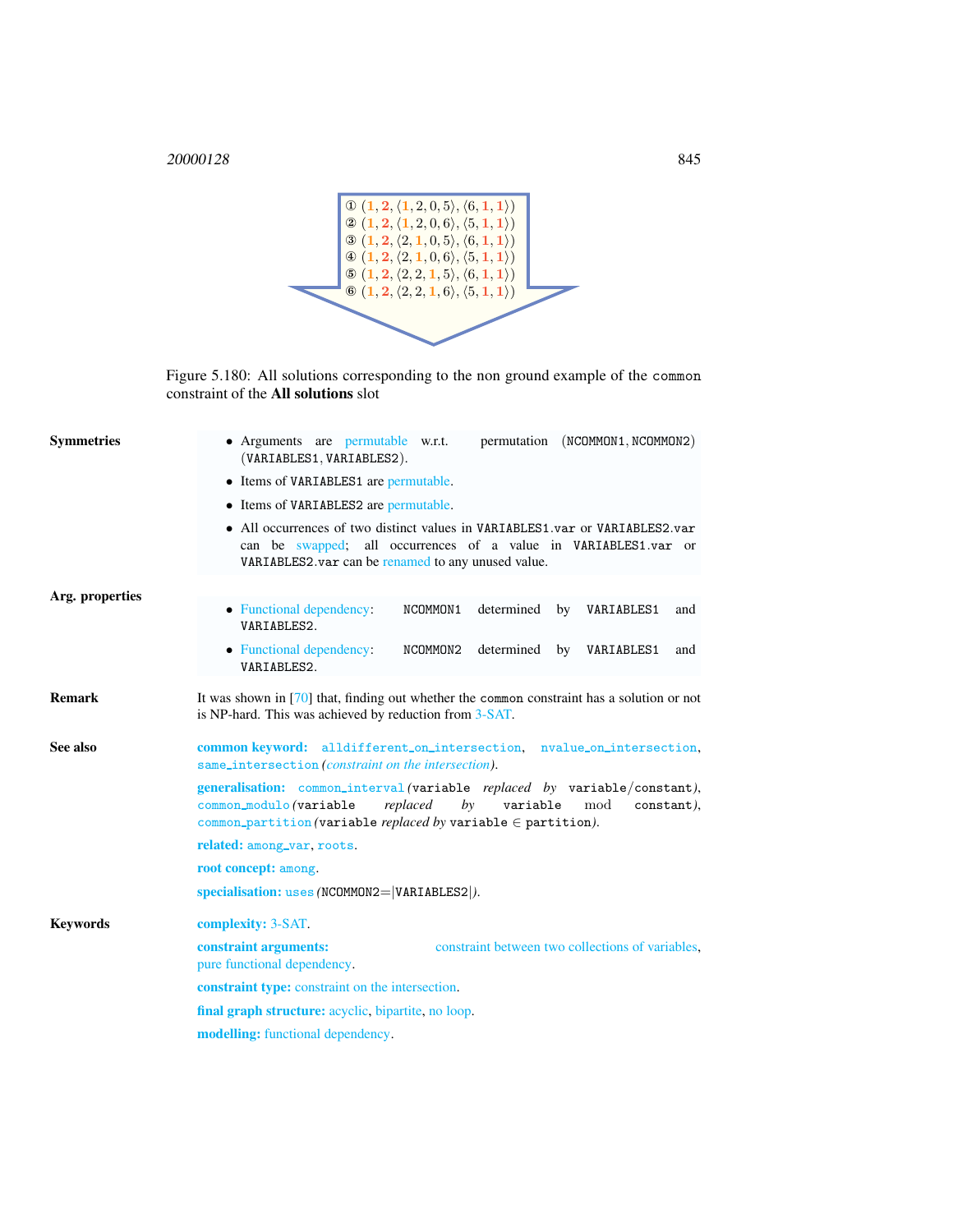① $(1, 2, \langle 1, 2, 0, 5\rangle, \langle 6, 1, 1\rangle)$
② $(1, 2, \langle 1, 2, 0, 6\rangle, \langle 5, 1, 1\rangle)$
③ $(1, 2, \langle 2, 1, 0, 5\rangle, \langle 6, 1, 1\rangle)$
④ $(1, 2, \langle 2, 1, 0, 6\rangle, \langle 5, 1, 1\rangle)$
⑤ $(1, 2, \langle 2, 2, 1, 5\rangle, \langle 6, 1, 1\rangle)$
⑥ $(1, 2, \langle 2, 2, 1, 6\rangle, \langle 5, 1, 1\rangle)$

Figure 5.180: All solutions corresponding to the non ground example of the `common` constraint of the **All solutions** slot

**Symmetries**

- Arguments are permutable w.r.t. permutation (NCOMMON1, NCOMMON2) (VARIABLES1, VARIABLES2).
- Items of VARIABLES1 are permutable.
- Items of VARIABLES2 are permutable.
- All occurrences of two distinct values in VARIABLES1.var or VARIABLES2.var can be swapped; all occurrences of a value in VARIABLES1.var or VARIABLES2.var can be renamed to any unused value.

**Arg. properties**

- Functional dependency: NCOMMON1 determined by VARIABLES1 and VARIABLES2.
- Functional dependency: NCOMMON2 determined by VARIABLES1 and VARIABLES2.

**Remark**

It was shown in [70] that, finding out whether the `common` constraint has a solution or not is NP-hard. This was achieved by reduction from 3-SAT.

**See also**

**common keyword:** `alldifferent_on_intersection`, `nvalue_on_intersection`, `same_intersection` *(constraint on the intersection)*.

**generalisation:** `common_interval` *(*variable *replaced by* variable/constant*)*, `common_modulo` *(*variable *replaced by* variable mod constant*)*, `common_partition` *(*variable *replaced by* variable ∈ partition*)*.

**related:** `among_var`, `roots`.

**root concept:** `among`.

**specialisation:** `uses` *(*NCOMMON2=|VARIABLES2|*)*.

**Keywords**

**complexity:** 3-SAT.

**constraint arguments:** constraint between two collections of variables, pure functional dependency.

**constraint type:** constraint on the intersection.

**final graph structure:** acyclic, bipartite, no loop.

**modelling:** functional dependency.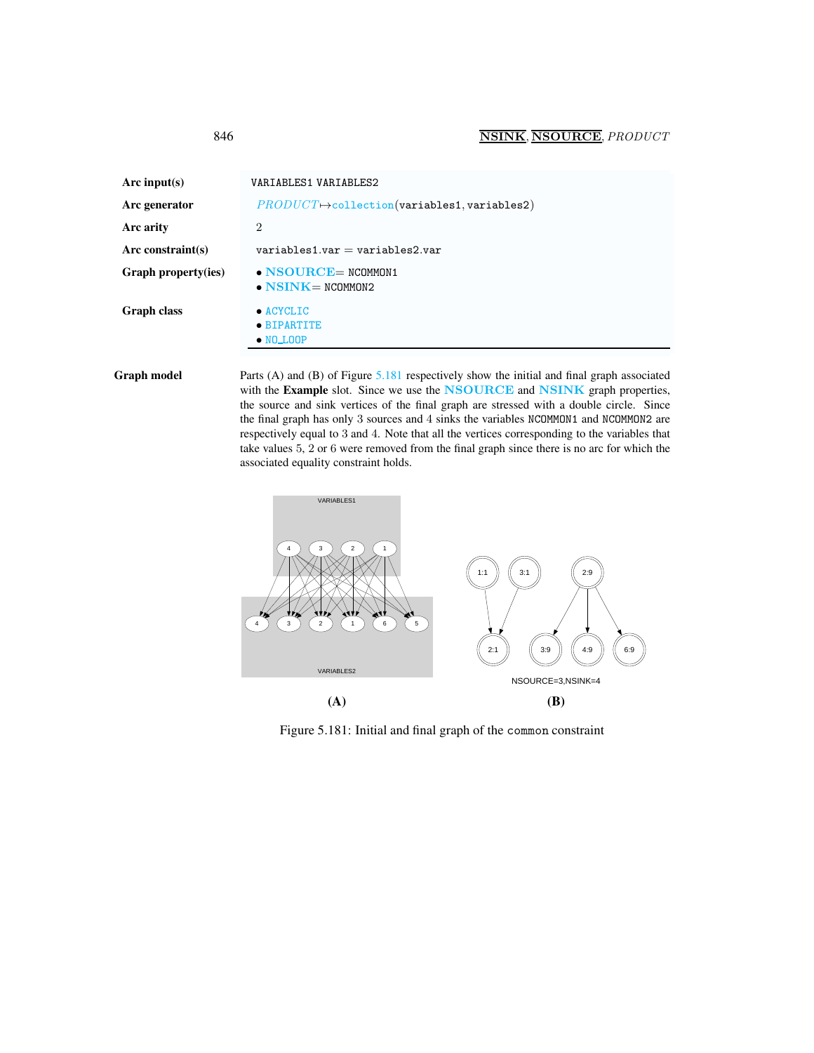| | |
|---|---|
| **Arc input(s)** | VARIABLES1 VARIABLES2 |
| **Arc generator** | *PRODUCT* ↦ collection(variables1, variables2) |
| **Arc arity** | 2 |
| **Arc constraint(s)** | variables1.var = variables2.var |
| **Graph property(ies)** | • **NSOURCE** = NCOMMON1 • **NSINK** = NCOMMON2 |
| **Graph class** | • ACYCLIC • BIPARTITE • NO_LOOP |

**Graph model** Parts (A) and (B) of Figure 5.181 respectively show the initial and final graph associated with the **Example** slot. Since we use the **NSOURCE** and **NSINK** graph properties, the source and sink vertices of the final graph are stressed with a double circle. Since the final graph has only 3 sources and 4 sinks the variables NCOMMON1 and NCOMMON2 are respectively equal to 3 and 4. Note that all the vertices corresponding to the variables that take values 5, 2 or 6 were removed from the final graph since there is no arc for which the associated equality constraint holds.

Figure 5.181: Initial and final graph of the common constraint